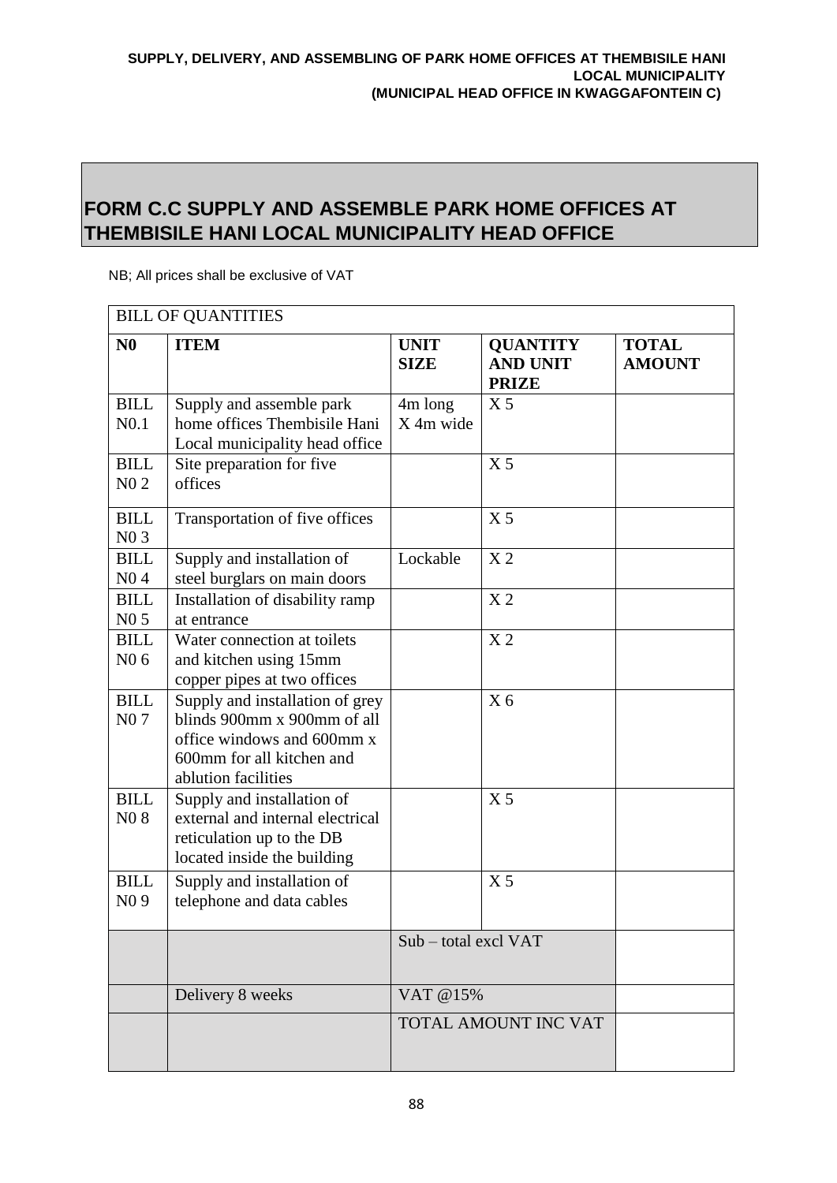**SUPPLY, DELIVERY, AND ASSEMBLING OF PARK HOME OFFICES AT THEMBISILE HANI LOCAL MUNICIPALITY (MUNICIPAL HEAD OFFICE IN KWAGGAFONTEIN C)**

## FORM C.C SUPPLY AND ASSEMBLE PARK HOME OFFICES AT THEMBISILE HANI LOCAL MUNICIPALITY HEAD OFFICE

NB; All prices shall be exclusive of VAT

| BILL OF QUANTITIES | | | | |
|---|---|---|---|---|
| **N0** | **ITEM** | **UNIT SIZE** | **QUANTITY AND UNIT PRIZE** | **TOTAL AMOUNT** |
| BILL N0.1 | Supply and assemble park home offices Thembisile Hani Local municipality head office | 4m long X 4m wide | X 5 | |
| BILL N0 2 | Site preparation for five offices | | X 5 | |
| BILL N0 3 | Transportation of five offices | | X 5 | |
| BILL N0 4 | Supply and installation of steel burglars on main doors | Lockable | X 2 | |
| BILL N0 5 | Installation of disability ramp at entrance | | X 2 | |
| BILL N0 6 | Water connection at toilets and kitchen using 15mm copper pipes at two offices | | X 2 | |
| BILL N0 7 | Supply and installation of grey blinds 900mm x 900mm of all office windows and 600mm x 600mm for all kitchen and ablution facilities | | X 6 | |
| BILL N0 8 | Supply and installation of external and internal electrical reticulation up to the DB located inside the building | | X 5 | |
| BILL N0 9 | Supply and installation of telephone and data cables | | X 5 | |
| | | Sub – total excl VAT | | |
| | Delivery 8 weeks | VAT @15% | | |
| | | TOTAL AMOUNT INC VAT | | |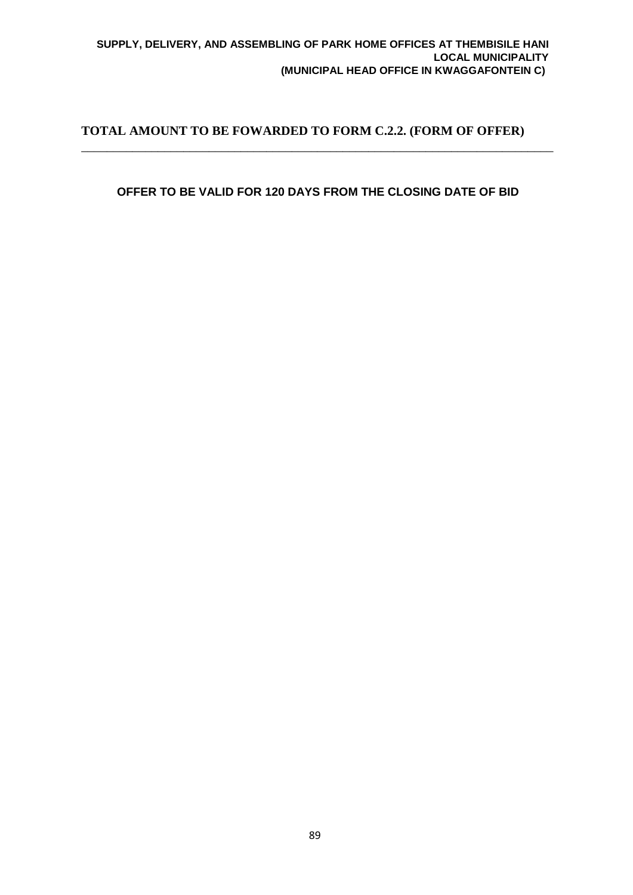**TOTAL AMOUNT TO BE FOWARDED TO FORM C.2.2. (FORM OF OFFER)**

---

**OFFER TO BE VALID FOR 120 DAYS FROM THE CLOSING DATE OF BID**